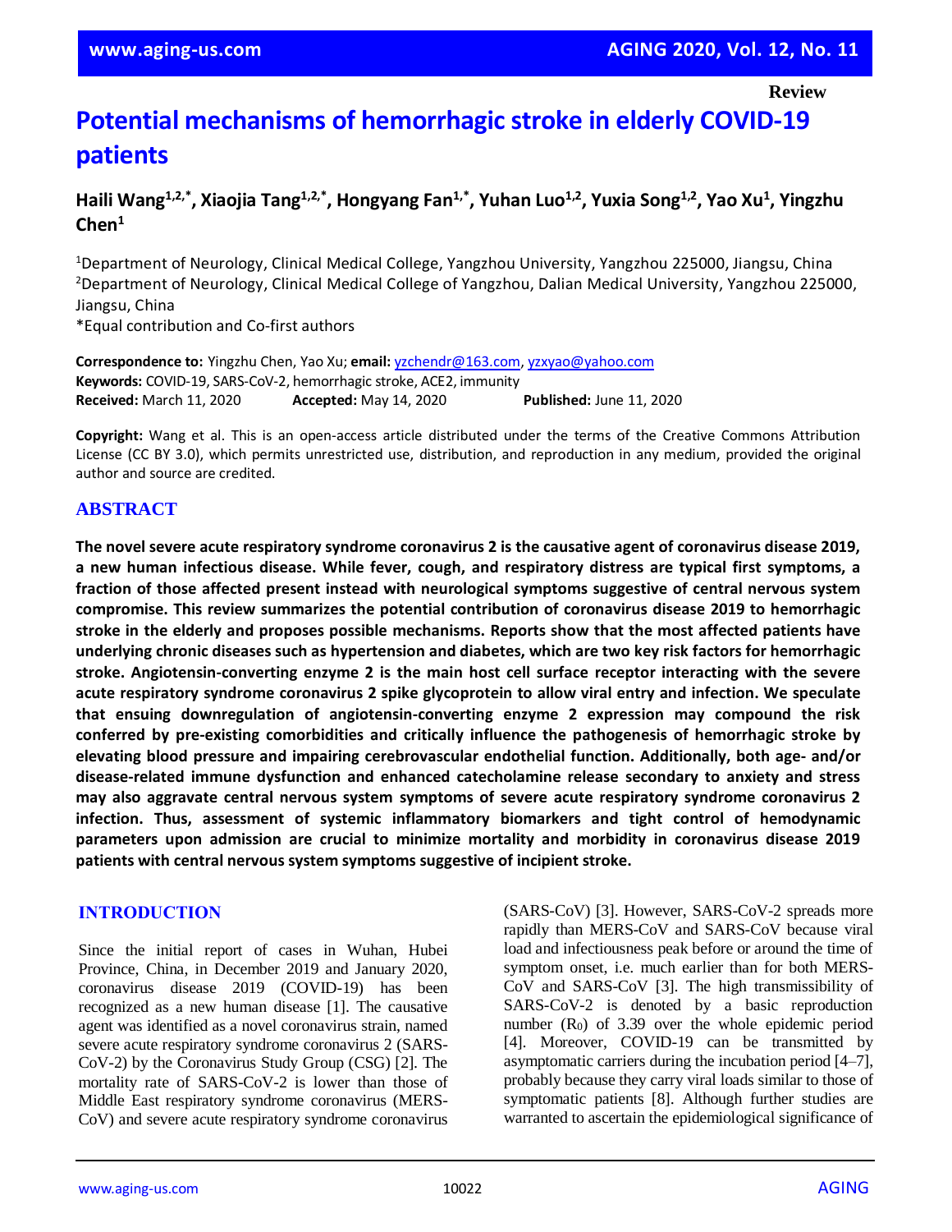Review

# Potential mechanisms of hemorrhagic stroke in elderly COVID-19 patients

**Haili Wang[1,2,*], Xiaojia Tang[1,2,*], Hongyang Fan[1,*], Yuhan Luo[1,2], Yuxia Song[1,2], Yao Xu[1], Yingzhu Chen[1]**

[1]Department of Neurology, Clinical Medical College, Yangzhou University, Yangzhou 225000, Jiangsu, China
[2]Department of Neurology, Clinical Medical College of Yangzhou, Dalian Medical University, Yangzhou 225000, Jiangsu, China
*Equal contribution and Co-first authors

**Correspondence to:** Yingzhu Chen, Yao Xu; **email:** yzchendr@163.com, yzxyao@yahoo.com
**Keywords:** COVID-19, SARS-CoV-2, hemorrhagic stroke, ACE2, immunity
**Received:** March 11, 2020 **Accepted:** May 14, 2020 **Published:** June 11, 2020

**Copyright:** Wang et al. This is an open-access article distributed under the terms of the Creative Commons Attribution License (CC BY 3.0), which permits unrestricted use, distribution, and reproduction in any medium, provided the original author and source are credited.

## ABSTRACT

**The novel severe acute respiratory syndrome coronavirus 2 is the causative agent of coronavirus disease 2019, a new human infectious disease. While fever, cough, and respiratory distress are typical first symptoms, a fraction of those affected present instead with neurological symptoms suggestive of central nervous system compromise. This review summarizes the potential contribution of coronavirus disease 2019 to hemorrhagic stroke in the elderly and proposes possible mechanisms. Reports show that the most affected patients have underlying chronic diseases such as hypertension and diabetes, which are two key risk factors for hemorrhagic stroke. Angiotensin-converting enzyme 2 is the main host cell surface receptor interacting with the severe acute respiratory syndrome coronavirus 2 spike glycoprotein to allow viral entry and infection. We speculate that ensuing downregulation of angiotensin-converting enzyme 2 expression may compound the risk conferred by pre-existing comorbidities and critically influence the pathogenesis of hemorrhagic stroke by elevating blood pressure and impairing cerebrovascular endothelial function. Additionally, both age- and/or disease-related immune dysfunction and enhanced catecholamine release secondary to anxiety and stress may also aggravate central nervous system symptoms of severe acute respiratory syndrome coronavirus 2 infection. Thus, assessment of systemic inflammatory biomarkers and tight control of hemodynamic parameters upon admission are crucial to minimize mortality and morbidity in coronavirus disease 2019 patients with central nervous system symptoms suggestive of incipient stroke.**

## INTRODUCTION

Since the initial report of cases in Wuhan, Hubei Province, China, in December 2019 and January 2020, coronavirus disease 2019 (COVID-19) has been recognized as a new human disease [1]. The causative agent was identified as a novel coronavirus strain, named severe acute respiratory syndrome coronavirus 2 (SARS-CoV-2) by the Coronavirus Study Group (CSG) [2]. The mortality rate of SARS-CoV-2 is lower than those of Middle East respiratory syndrome coronavirus (MERS-CoV) and severe acute respiratory syndrome coronavirus (SARS-CoV) [3]. However, SARS-CoV-2 spreads more rapidly than MERS-CoV and SARS-CoV because viral load and infectiousness peak before or around the time of symptom onset, i.e. much earlier than for both MERS-CoV and SARS-CoV [3]. The high transmissibility of SARS-CoV-2 is denoted by a basic reproduction number ($R_0$) of 3.39 over the whole epidemic period [4]. Moreover, COVID-19 can be transmitted by asymptomatic carriers during the incubation period [4–7], probably because they carry viral loads similar to those of symptomatic patients [8]. Although further studies are warranted to ascertain the epidemiological significance of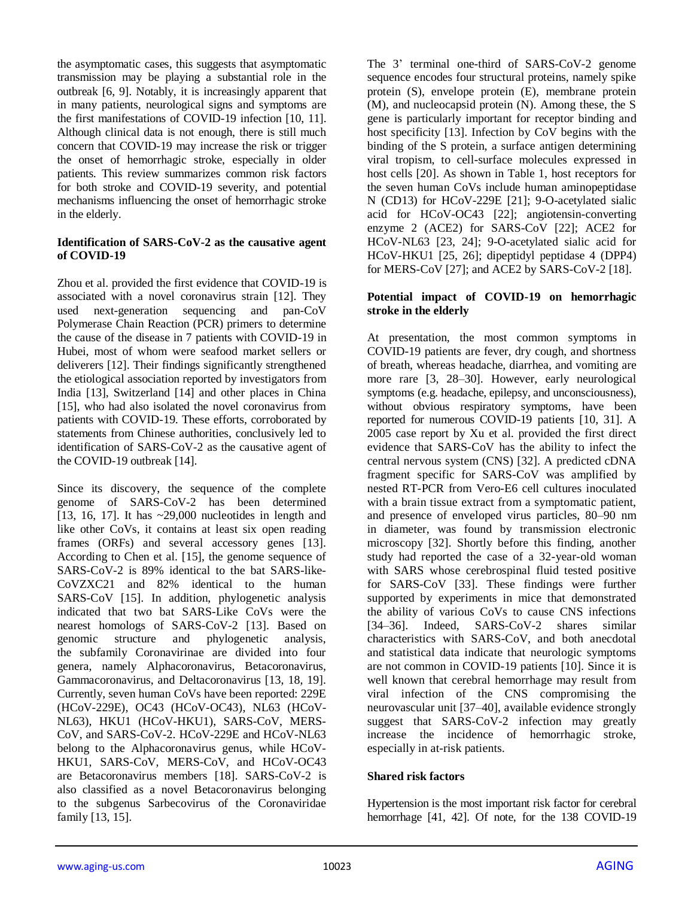the asymptomatic cases, this suggests that asymptomatic transmission may be playing a substantial role in the outbreak [6, 9]. Notably, it is increasingly apparent that in many patients, neurological signs and symptoms are the first manifestations of COVID-19 infection [10, 11]. Although clinical data is not enough, there is still much concern that COVID-19 may increase the risk or trigger the onset of hemorrhagic stroke, especially in older patients. This review summarizes common risk factors for both stroke and COVID-19 severity, and potential mechanisms influencing the onset of hemorrhagic stroke in the elderly.

## Identification of SARS-CoV-2 as the causative agent of COVID-19

Zhou et al. provided the first evidence that COVID-19 is associated with a novel coronavirus strain [12]. They used next-generation sequencing and pan-CoV Polymerase Chain Reaction (PCR) primers to determine the cause of the disease in 7 patients with COVID-19 in Hubei, most of whom were seafood market sellers or deliverers [12]. Their findings significantly strengthened the etiological association reported by investigators from India [13], Switzerland [14] and other places in China [15], who had also isolated the novel coronavirus from patients with COVID-19. These efforts, corroborated by statements from Chinese authorities, conclusively led to identification of SARS-CoV-2 as the causative agent of the COVID-19 outbreak [14].

Since its discovery, the sequence of the complete genome of SARS-CoV-2 has been determined [13, 16, 17]. It has ~29,000 nucleotides in length and like other CoVs, it contains at least six open reading frames (ORFs) and several accessory genes [13]. According to Chen et al. [15], the genome sequence of SARS-CoV-2 is 89% identical to the bat SARS-like-CoVZXC21 and 82% identical to the human SARS-CoV [15]. In addition, phylogenetic analysis indicated that two bat SARS-Like CoVs were the nearest homologs of SARS-CoV-2 [13]. Based on genomic structure and phylogenetic analysis, the subfamily Coronavirinae are divided into four genera, namely Alphacoronavirus, Betacoronavirus, Gammacoronavirus, and Deltacoronavirus [13, 18, 19]. Currently, seven human CoVs have been reported: 229E (HCoV-229E), OC43 (HCoV-OC43), NL63 (HCoV-NL63), HKU1 (HCoV-HKU1), SARS-CoV, MERS-CoV, and SARS-CoV-2. HCoV-229E and HCoV-NL63 belong to the Alphacoronavirus genus, while HCoV-HKU1, SARS-CoV, MERS-CoV, and HCoV-OC43 are Betacoronavirus members [18]. SARS-CoV-2 is also classified as a novel Betacoronavirus belonging to the subgenus Sarbecovirus of the Coronaviridae family [13, 15].

The 3' terminal one-third of SARS-CoV-2 genome sequence encodes four structural proteins, namely spike protein (S), envelope protein (E), membrane protein (M), and nucleocapsid protein (N). Among these, the S gene is particularly important for receptor binding and host specificity [13]. Infection by CoV begins with the binding of the S protein, a surface antigen determining viral tropism, to cell-surface molecules expressed in host cells [20]. As shown in Table 1, host receptors for the seven human CoVs include human aminopeptidase N (CD13) for HCoV-229E [21]; 9-O-acetylated sialic acid for HCoV-OC43 [22]; angiotensin-converting enzyme 2 (ACE2) for SARS-CoV [22]; ACE2 for HCoV-NL63 [23, 24]; 9-O-acetylated sialic acid for HCoV-HKU1 [25, 26]; dipeptidyl peptidase 4 (DPP4) for MERS-CoV [27]; and ACE2 by SARS-CoV-2 [18].

## Potential impact of COVID-19 on hemorrhagic stroke in the elderly

At presentation, the most common symptoms in COVID-19 patients are fever, dry cough, and shortness of breath, whereas headache, diarrhea, and vomiting are more rare [3, 28–30]. However, early neurological symptoms (e.g. headache, epilepsy, and unconsciousness), without obvious respiratory symptoms, have been reported for numerous COVID-19 patients [10, 31]. A 2005 case report by Xu et al. provided the first direct evidence that SARS-CoV has the ability to infect the central nervous system (CNS) [32]. A predicted cDNA fragment specific for SARS-CoV was amplified by nested RT-PCR from Vero-E6 cell cultures inoculated with a brain tissue extract from a symptomatic patient, and presence of enveloped virus particles, 80–90 nm in diameter, was found by transmission electronic microscopy [32]. Shortly before this finding, another study had reported the case of a 32-year-old woman with SARS whose cerebrospinal fluid tested positive for SARS-CoV [33]. These findings were further supported by experiments in mice that demonstrated the ability of various CoVs to cause CNS infections [34–36]. Indeed, SARS-CoV-2 shares similar characteristics with SARS-CoV, and both anecdotal and statistical data indicate that neurologic symptoms are not common in COVID-19 patients [10]. Since it is well known that cerebral hemorrhage may result from viral infection of the CNS compromising the neurovascular unit [37–40], available evidence strongly suggest that SARS-CoV-2 infection may greatly increase the incidence of hemorrhagic stroke, especially in at-risk patients.

## Shared risk factors

Hypertension is the most important risk factor for cerebral hemorrhage [41, 42]. Of note, for the 138 COVID-19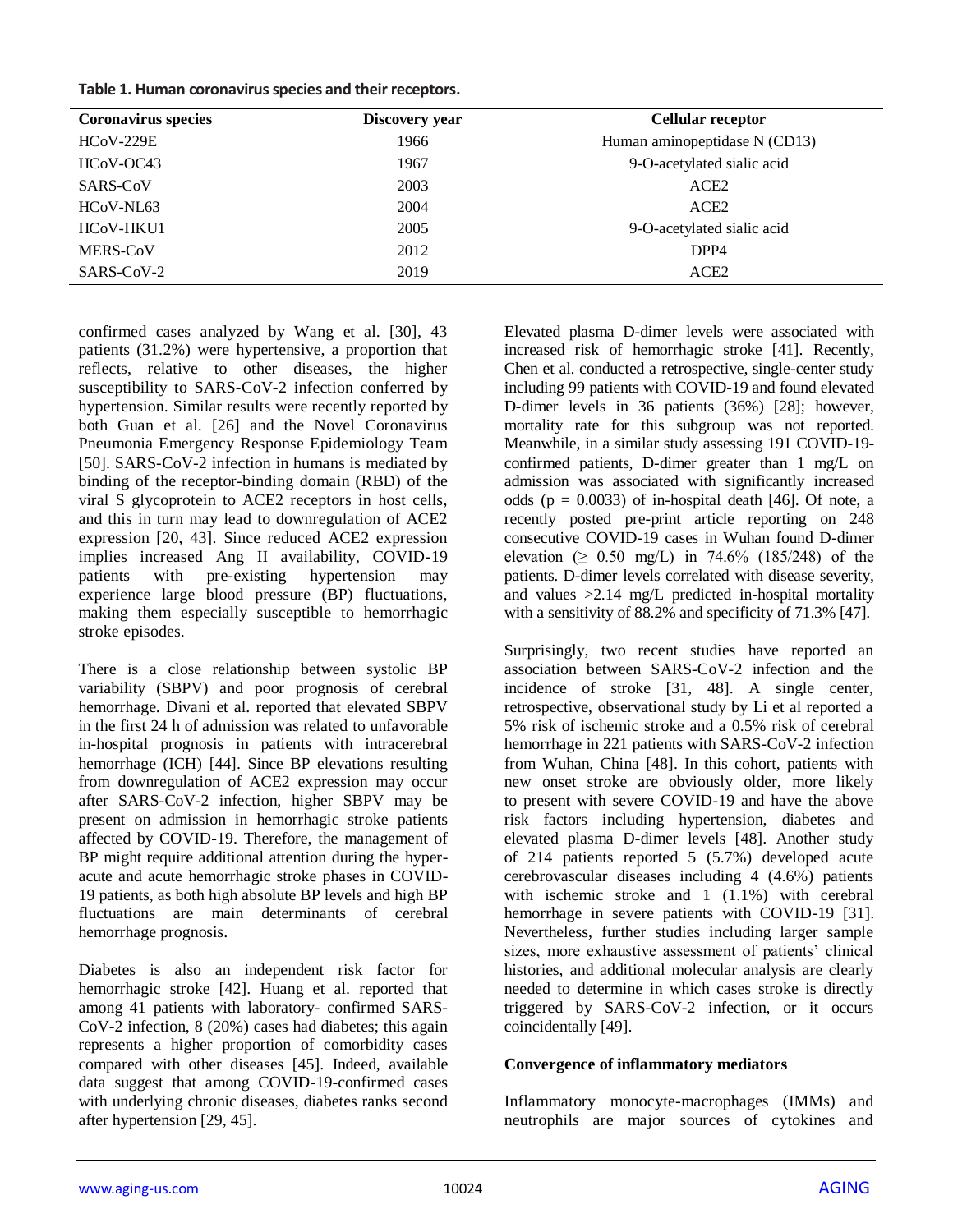**Table 1. Human coronavirus species and their receptors.**

| Coronavirus species | Discovery year | Cellular receptor |
|---|---|---|
| HCoV-229E | 1966 | Human aminopeptidase N (CD13) |
| HCoV-OC43 | 1967 | 9-O-acetylated sialic acid |
| SARS-CoV | 2003 | ACE2 |
| HCoV-NL63 | 2004 | ACE2 |
| HCoV-HKU1 | 2005 | 9-O-acetylated sialic acid |
| MERS-CoV | 2012 | DPP4 |
| SARS-CoV-2 | 2019 | ACE2 |

confirmed cases analyzed by Wang et al. [30], 43 patients (31.2%) were hypertensive, a proportion that reflects, relative to other diseases, the higher susceptibility to SARS-CoV-2 infection conferred by hypertension. Similar results were recently reported by both Guan et al. [26] and the Novel Coronavirus Pneumonia Emergency Response Epidemiology Team [50]. SARS-CoV-2 infection in humans is mediated by binding of the receptor-binding domain (RBD) of the viral S glycoprotein to ACE2 receptors in host cells, and this in turn may lead to downregulation of ACE2 expression [20, 43]. Since reduced ACE2 expression implies increased Ang II availability, COVID-19 patients with pre-existing hypertension may experience large blood pressure (BP) fluctuations, making them especially susceptible to hemorrhagic stroke episodes.

There is a close relationship between systolic BP variability (SBPV) and poor prognosis of cerebral hemorrhage. Divani et al. reported that elevated SBPV in the first 24 h of admission was related to unfavorable in-hospital prognosis in patients with intracerebral hemorrhage (ICH) [44]. Since BP elevations resulting from downregulation of ACE2 expression may occur after SARS-CoV-2 infection, higher SBPV may be present on admission in hemorrhagic stroke patients affected by COVID-19. Therefore, the management of BP might require additional attention during the hyper-acute and acute hemorrhagic stroke phases in COVID-19 patients, as both high absolute BP levels and high BP fluctuations are main determinants of cerebral hemorrhage prognosis.

Diabetes is also an independent risk factor for hemorrhagic stroke [42]. Huang et al. reported that among 41 patients with laboratory- confirmed SARS-CoV-2 infection, 8 (20%) cases had diabetes; this again represents a higher proportion of comorbidity cases compared with other diseases [45]. Indeed, available data suggest that among COVID-19-confirmed cases with underlying chronic diseases, diabetes ranks second after hypertension [29, 45].

Elevated plasma D-dimer levels were associated with increased risk of hemorrhagic stroke [41]. Recently, Chen et al. conducted a retrospective, single-center study including 99 patients with COVID-19 and found elevated D-dimer levels in 36 patients (36%) [28]; however, mortality rate for this subgroup was not reported. Meanwhile, in a similar study assessing 191 COVID-19-confirmed patients, D-dimer greater than 1 mg/L on admission was associated with significantly increased odds ($p = 0.0033$) of in-hospital death [46]. Of note, a recently posted pre-print article reporting on 248 consecutive COVID-19 cases in Wuhan found D-dimer elevation ($\geq 0.50$ mg/L) in 74.6% (185/248) of the patients. D-dimer levels correlated with disease severity, and values >2.14 mg/L predicted in-hospital mortality with a sensitivity of 88.2% and specificity of 71.3% [47].

Surprisingly, two recent studies have reported an association between SARS-CoV-2 infection and the incidence of stroke [31, 48]. A single center, retrospective, observational study by Li et al reported a 5% risk of ischemic stroke and a 0.5% risk of cerebral hemorrhage in 221 patients with SARS-CoV-2 infection from Wuhan, China [48]. In this cohort, patients with new onset stroke are obviously older, more likely to present with severe COVID-19 and have the above risk factors including hypertension, diabetes and elevated plasma D-dimer levels [48]. Another study of 214 patients reported 5 (5.7%) developed acute cerebrovascular diseases including 4 (4.6%) patients with ischemic stroke and 1 (1.1%) with cerebral hemorrhage in severe patients with COVID-19 [31]. Nevertheless, further studies including larger sample sizes, more exhaustive assessment of patients' clinical histories, and additional molecular analysis are clearly needed to determine in which cases stroke is directly triggered by SARS-CoV-2 infection, or it occurs coincidentally [49].

**Convergence of inflammatory mediators**

Inflammatory monocyte-macrophages (IMMs) and neutrophils are major sources of cytokines and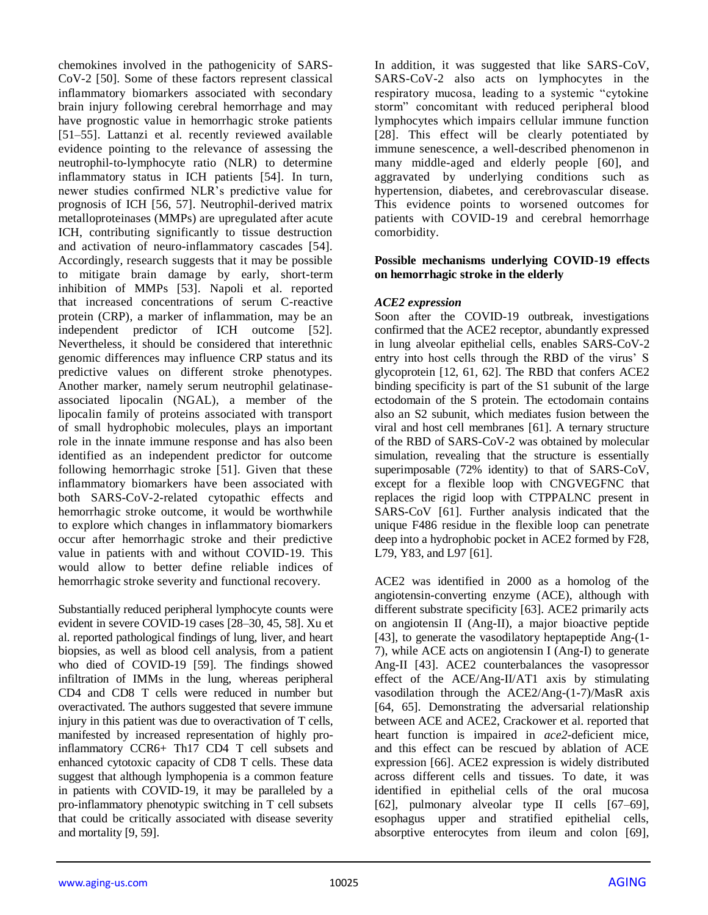chemokines involved in the pathogenicity of SARS-CoV-2 [50]. Some of these factors represent classical inflammatory biomarkers associated with secondary brain injury following cerebral hemorrhage and may have prognostic value in hemorrhagic stroke patients [51–55]. Lattanzi et al. recently reviewed available evidence pointing to the relevance of assessing the neutrophil-to-lymphocyte ratio (NLR) to determine inflammatory status in ICH patients [54]. In turn, newer studies confirmed NLR's predictive value for prognosis of ICH [56, 57]. Neutrophil-derived matrix metalloproteinases (MMPs) are upregulated after acute ICH, contributing significantly to tissue destruction and activation of neuro-inflammatory cascades [54]. Accordingly, research suggests that it may be possible to mitigate brain damage by early, short-term inhibition of MMPs [53]. Napoli et al. reported that increased concentrations of serum C-reactive protein (CRP), a marker of inflammation, may be an independent predictor of ICH outcome [52]. Nevertheless, it should be considered that interethnic genomic differences may influence CRP status and its predictive values on different stroke phenotypes. Another marker, namely serum neutrophil gelatinase-associated lipocalin (NGAL), a member of the lipocalin family of proteins associated with transport of small hydrophobic molecules, plays an important role in the innate immune response and has also been identified as an independent predictor for outcome following hemorrhagic stroke [51]. Given that these inflammatory biomarkers have been associated with both SARS-CoV-2-related cytopathic effects and hemorrhagic stroke outcome, it would be worthwhile to explore which changes in inflammatory biomarkers occur after hemorrhagic stroke and their predictive value in patients with and without COVID-19. This would allow to better define reliable indices of hemorrhagic stroke severity and functional recovery.

Substantially reduced peripheral lymphocyte counts were evident in severe COVID-19 cases [28–30, 45, 58]. Xu et al. reported pathological findings of lung, liver, and heart biopsies, as well as blood cell analysis, from a patient who died of COVID-19 [59]. The findings showed infiltration of IMMs in the lung, whereas peripheral CD4 and CD8 T cells were reduced in number but overactivated. The authors suggested that severe immune injury in this patient was due to overactivation of T cells, manifested by increased representation of highly pro-inflammatory CCR6+ Th17 CD4 T cell subsets and enhanced cytotoxic capacity of CD8 T cells. These data suggest that although lymphopenia is a common feature in patients with COVID-19, it may be paralleled by a pro-inflammatory phenotypic switching in T cell subsets that could be critically associated with disease severity and mortality [9, 59].

In addition, it was suggested that like SARS-CoV, SARS-CoV-2 also acts on lymphocytes in the respiratory mucosa, leading to a systemic "cytokine storm" concomitant with reduced peripheral blood lymphocytes which impairs cellular immune function [28]. This effect will be clearly potentiated by immune senescence, a well-described phenomenon in many middle-aged and elderly people [60], and aggravated by underlying conditions such as hypertension, diabetes, and cerebrovascular disease. This evidence points to worsened outcomes for patients with COVID-19 and cerebral hemorrhage comorbidity.

## Possible mechanisms underlying COVID-19 effects on hemorrhagic stroke in the elderly

### *ACE2 expression*

Soon after the COVID-19 outbreak, investigations confirmed that the ACE2 receptor, abundantly expressed in lung alveolar epithelial cells, enables SARS-CoV-2 entry into host cells through the RBD of the virus' S glycoprotein [12, 61, 62]. The RBD that confers ACE2 binding specificity is part of the S1 subunit of the large ectodomain of the S protein. The ectodomain contains also an S2 subunit, which mediates fusion between the viral and host cell membranes [61]. A ternary structure of the RBD of SARS-CoV-2 was obtained by molecular simulation, revealing that the structure is essentially superimposable (72% identity) to that of SARS-CoV, except for a flexible loop with CNGVEGFNC that replaces the rigid loop with CTPPALNC present in SARS-CoV [61]. Further analysis indicated that the unique F486 residue in the flexible loop can penetrate deep into a hydrophobic pocket in ACE2 formed by F28, L79, Y83, and L97 [61].

ACE2 was identified in 2000 as a homolog of the angiotensin-converting enzyme (ACE), although with different substrate specificity [63]. ACE2 primarily acts on angiotensin II (Ang-II), a major bioactive peptide [43], to generate the vasodilatory heptapeptide Ang-(1-7), while ACE acts on angiotensin I (Ang-I) to generate Ang-II [43]. ACE2 counterbalances the vasopressor effect of the ACE/Ang-II/AT1 axis by stimulating vasodilation through the ACE2/Ang-(1-7)/MasR axis [64, 65]. Demonstrating the adversarial relationship between ACE and ACE2, Crackower et al. reported that heart function is impaired in *ace2*-deficient mice, and this effect can be rescued by ablation of ACE expression [66]. ACE2 expression is widely distributed across different cells and tissues. To date, it was identified in epithelial cells of the oral mucosa [62], pulmonary alveolar type II cells [67–69], esophagus upper and stratified epithelial cells, absorptive enterocytes from ileum and colon [69],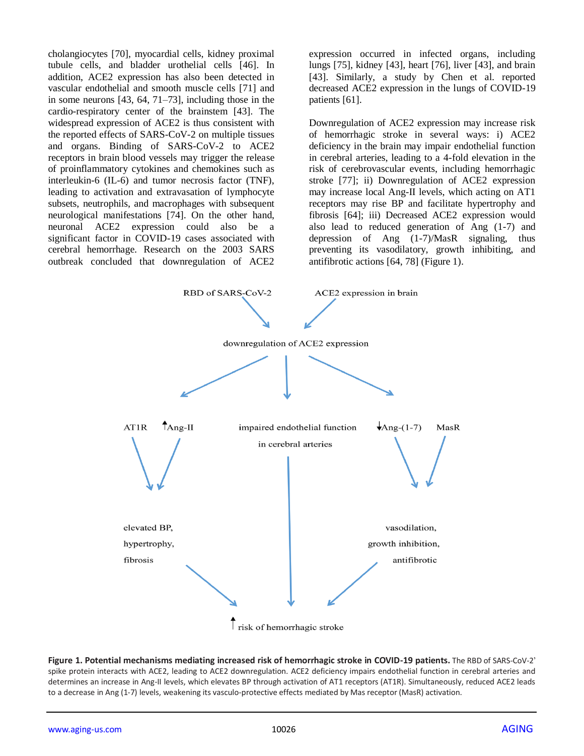cholangiocytes [70], myocardial cells, kidney proximal tubule cells, and bladder urothelial cells [46]. In addition, ACE2 expression has also been detected in vascular endothelial and smooth muscle cells [71] and in some neurons [43, 64, 71–73], including those in the cardio-respiratory center of the brainstem [43]. The widespread expression of ACE2 is thus consistent with the reported effects of SARS-CoV-2 on multiple tissues and organs. Binding of SARS-CoV-2 to ACE2 receptors in brain blood vessels may trigger the release of proinflammatory cytokines and chemokines such as interleukin-6 (IL-6) and tumor necrosis factor (TNF), leading to activation and extravasation of lymphocyte subsets, neutrophils, and macrophages with subsequent neurological manifestations [74]. On the other hand, neuronal ACE2 expression could also be a significant factor in COVID-19 cases associated with cerebral hemorrhage. Research on the 2003 SARS outbreak concluded that downregulation of ACE2 expression occurred in infected organs, including lungs [75], kidney [43], heart [76], liver [43], and brain [43]. Similarly, a study by Chen et al. reported decreased ACE2 expression in the lungs of COVID-19 patients [61].

Downregulation of ACE2 expression may increase risk of hemorrhagic stroke in several ways: i) ACE2 deficiency in the brain may impair endothelial function in cerebral arteries, leading to a 4-fold elevation in the risk of cerebrovascular events, including hemorrhagic stroke [77]; ii) Downregulation of ACE2 expression may increase local Ang-II levels, which acting on AT1 receptors may rise BP and facilitate hypertrophy and fibrosis [64]; iii) Decreased ACE2 expression would also lead to reduced generation of Ang (1-7) and depression of Ang (1-7)/MasR signaling, thus preventing its vasodilatory, growth inhibiting, and antifibrotic actions [64, 78] (Figure 1).

**Figure 1. Potential mechanisms mediating increased risk of hemorrhagic stroke in COVID-19 patients.** The RBD of SARS-CoV-2' spike protein interacts with ACE2, leading to ACE2 downregulation. ACE2 deficiency impairs endothelial function in cerebral arteries and determines an increase in Ang-II levels, which elevates BP through activation of AT1 receptors (AT1R). Simultaneously, reduced ACE2 leads to a decrease in Ang (1-7) levels, weakening its vasculo-protective effects mediated by Mas receptor (MasR) activation.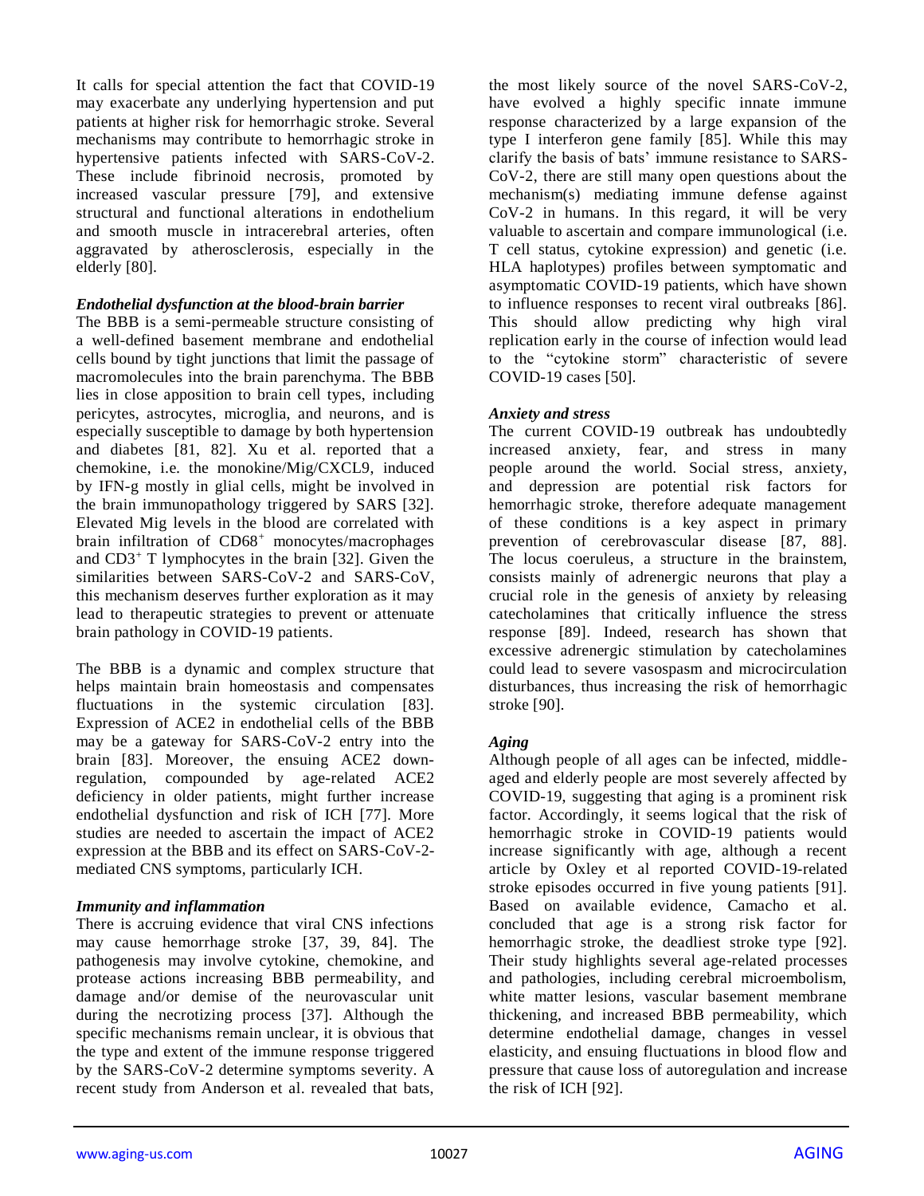It calls for special attention the fact that COVID-19 may exacerbate any underlying hypertension and put patients at higher risk for hemorrhagic stroke. Several mechanisms may contribute to hemorrhagic stroke in hypertensive patients infected with SARS-CoV-2. These include fibrinoid necrosis, promoted by increased vascular pressure [79], and extensive structural and functional alterations in endothelium and smooth muscle in intracerebral arteries, often aggravated by atherosclerosis, especially in the elderly [80].

### *Endothelial dysfunction at the blood-brain barrier*

The BBB is a semi-permeable structure consisting of a well-defined basement membrane and endothelial cells bound by tight junctions that limit the passage of macromolecules into the brain parenchyma. The BBB lies in close apposition to brain cell types, including pericytes, astrocytes, microglia, and neurons, and is especially susceptible to damage by both hypertension and diabetes [81, 82]. Xu et al. reported that a chemokine, i.e. the monokine/Mig/CXCL9, induced by IFN-g mostly in glial cells, might be involved in the brain immunopathology triggered by SARS [32]. Elevated Mig levels in the blood are correlated with brain infiltration of $CD68^+$ monocytes/macrophages and $CD3^+$ T lymphocytes in the brain [32]. Given the similarities between SARS-CoV-2 and SARS-CoV, this mechanism deserves further exploration as it may lead to therapeutic strategies to prevent or attenuate brain pathology in COVID-19 patients.

The BBB is a dynamic and complex structure that helps maintain brain homeostasis and compensates fluctuations in the systemic circulation [83]. Expression of ACE2 in endothelial cells of the BBB may be a gateway for SARS-CoV-2 entry into the brain [83]. Moreover, the ensuing ACE2 down-regulation, compounded by age-related ACE2 deficiency in older patients, might further increase endothelial dysfunction and risk of ICH [77]. More studies are needed to ascertain the impact of ACE2 expression at the BBB and its effect on SARS-CoV-2-mediated CNS symptoms, particularly ICH.

### *Immunity and inflammation*

There is accruing evidence that viral CNS infections may cause hemorrhage stroke [37, 39, 84]. The pathogenesis may involve cytokine, chemokine, and protease actions increasing BBB permeability, and damage and/or demise of the neurovascular unit during the necrotizing process [37]. Although the specific mechanisms remain unclear, it is obvious that the type and extent of the immune response triggered by the SARS-CoV-2 determine symptoms severity. A recent study from Anderson et al. revealed that bats, the most likely source of the novel SARS-CoV-2, have evolved a highly specific innate immune response characterized by a large expansion of the type I interferon gene family [85]. While this may clarify the basis of bats' immune resistance to SARS-CoV-2, there are still many open questions about the mechanism(s) mediating immune defense against CoV-2 in humans. In this regard, it will be very valuable to ascertain and compare immunological (i.e. T cell status, cytokine expression) and genetic (i.e. HLA haplotypes) profiles between symptomatic and asymptomatic COVID-19 patients, which have shown to influence responses to recent viral outbreaks [86]. This should allow predicting why high viral replication early in the course of infection would lead to the "cytokine storm" characteristic of severe COVID-19 cases [50].

### *Anxiety and stress*

The current COVID-19 outbreak has undoubtedly increased anxiety, fear, and stress in many people around the world. Social stress, anxiety, and depression are potential risk factors for hemorrhagic stroke, therefore adequate management of these conditions is a key aspect in primary prevention of cerebrovascular disease [87, 88]. The locus coeruleus, a structure in the brainstem, consists mainly of adrenergic neurons that play a crucial role in the genesis of anxiety by releasing catecholamines that critically influence the stress response [89]. Indeed, research has shown that excessive adrenergic stimulation by catecholamines could lead to severe vasospasm and microcirculation disturbances, thus increasing the risk of hemorrhagic stroke [90].

### *Aging*

Although people of all ages can be infected, middle-aged and elderly people are most severely affected by COVID-19, suggesting that aging is a prominent risk factor. Accordingly, it seems logical that the risk of hemorrhagic stroke in COVID-19 patients would increase significantly with age, although a recent article by Oxley et al reported COVID-19-related stroke episodes occurred in five young patients [91]. Based on available evidence, Camacho et al. concluded that age is a strong risk factor for hemorrhagic stroke, the deadliest stroke type [92]. Their study highlights several age-related processes and pathologies, including cerebral microembolism, white matter lesions, vascular basement membrane thickening, and increased BBB permeability, which determine endothelial damage, changes in vessel elasticity, and ensuing fluctuations in blood flow and pressure that cause loss of autoregulation and increase the risk of ICH [92].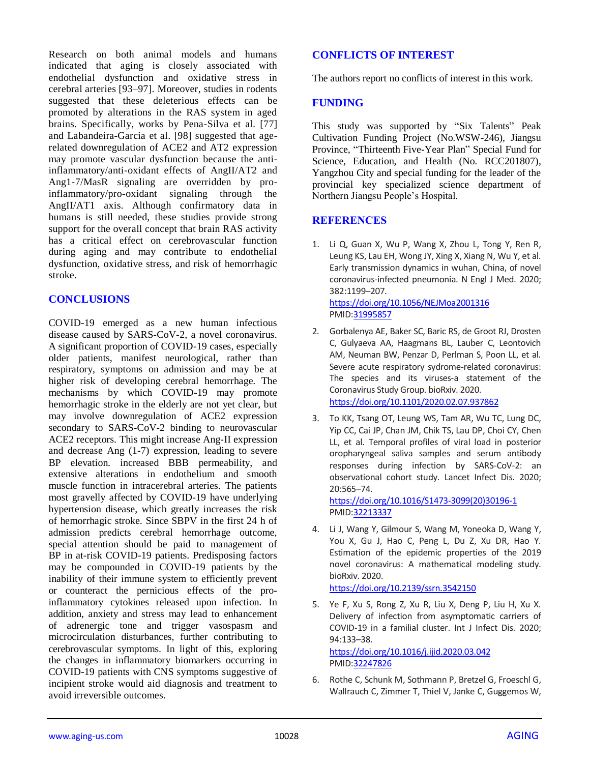Research on both animal models and humans indicated that aging is closely associated with endothelial dysfunction and oxidative stress in cerebral arteries [93–97]. Moreover, studies in rodents suggested that these deleterious effects can be promoted by alterations in the RAS system in aged brains. Specifically, works by Pena-Silva et al. [77] and Labandeira-Garcia et al. [98] suggested that age-related downregulation of ACE2 and AT2 expression may promote vascular dysfunction because the anti-inflammatory/anti-oxidant effects of AngII/AT2 and Ang1-7/MasR signaling are overridden by pro-inflammatory/pro-oxidant signaling through the AngII/AT1 axis. Although confirmatory data in humans is still needed, these studies provide strong support for the overall concept that brain RAS activity has a critical effect on cerebrovascular function during aging and may contribute to endothelial dysfunction, oxidative stress, and risk of hemorrhagic stroke.

## CONCLUSIONS

COVID-19 emerged as a new human infectious disease caused by SARS-CoV-2, a novel coronavirus. A significant proportion of COVID-19 cases, especially older patients, manifest neurological, rather than respiratory, symptoms on admission and may be at higher risk of developing cerebral hemorrhage. The mechanisms by which COVID-19 may promote hemorrhagic stroke in the elderly are not yet clear, but may involve downregulation of ACE2 expression secondary to SARS-CoV-2 binding to neurovascular ACE2 receptors. This might increase Ang-II expression and decrease Ang (1-7) expression, leading to severe BP elevation. increased BBB permeability, and extensive alterations in endothelium and smooth muscle function in intracerebral arteries. The patients most gravelly affected by COVID-19 have underlying hypertension disease, which greatly increases the risk of hemorrhagic stroke. Since SBPV in the first 24 h of admission predicts cerebral hemorrhage outcome, special attention should be paid to management of BP in at-risk COVID-19 patients. Predisposing factors may be compounded in COVID-19 patients by the inability of their immune system to efficiently prevent or counteract the pernicious effects of the pro-inflammatory cytokines released upon infection. In addition, anxiety and stress may lead to enhancement of adrenergic tone and trigger vasospasm and microcirculation disturbances, further contributing to cerebrovascular symptoms. In light of this, exploring the changes in inflammatory biomarkers occurring in COVID-19 patients with CNS symptoms suggestive of incipient stroke would aid diagnosis and treatment to avoid irreversible outcomes.

## CONFLICTS OF INTEREST

The authors report no conflicts of interest in this work.

## FUNDING

This study was supported by "Six Talents" Peak Cultivation Funding Project (No.WSW-246), Jiangsu Province, "Thirteenth Five-Year Plan" Special Fund for Science, Education, and Health (No. RCC201807), Yangzhou City and special funding for the leader of the provincial key specialized science department of Northern Jiangsu People's Hospital.

## REFERENCES

1. Li Q, Guan X, Wu P, Wang X, Zhou L, Tong Y, Ren R, Leung KS, Lau EH, Wong JY, Xing X, Xiang N, Wu Y, et al. Early transmission dynamics in wuhan, China, of novel coronavirus-infected pneumonia. N Engl J Med. 2020; 382:1199–207. https://doi.org/10.1056/NEJMoa2001316 PMID:31995857

2. Gorbalenya AE, Baker SC, Baric RS, de Groot RJ, Drosten C, Gulyaeva AA, Haagmans BL, Lauber C, Leontovich AM, Neuman BW, Penzar D, Perlman S, Poon LL, et al. Severe acute respiratory sydrome-related coronavirus: The species and its viruses-a statement of the Coronavirus Study Group. bioRxiv. 2020. https://doi.org/10.1101/2020.02.07.937862

3. To KK, Tsang OT, Leung WS, Tam AR, Wu TC, Lung DC, Yip CC, Cai JP, Chan JM, Chik TS, Lau DP, Choi CY, Chen LL, et al. Temporal profiles of viral load in posterior oropharyngeal saliva samples and serum antibody responses during infection by SARS-CoV-2: an observational cohort study. Lancet Infect Dis. 2020; 20:565–74. https://doi.org/10.1016/S1473-3099(20)30196-1 PMID:32213337

4. Li J, Wang Y, Gilmour S, Wang M, Yoneoka D, Wang Y, You X, Gu J, Hao C, Peng L, Du Z, Xu DR, Hao Y. Estimation of the epidemic properties of the 2019 novel coronavirus: A mathematical modeling study. bioRxiv. 2020. https://doi.org/10.2139/ssrn.3542150

5. Ye F, Xu S, Rong Z, Xu R, Liu X, Deng P, Liu H, Xu X. Delivery of infection from asymptomatic carriers of COVID-19 in a familial cluster. Int J Infect Dis. 2020; 94:133–38. https://doi.org/10.1016/j.ijid.2020.03.042 PMID:32247826

6. Rothe C, Schunk M, Sothmann P, Bretzel G, Froeschl G, Wallrauch C, Zimmer T, Thiel V, Janke C, Guggemos W,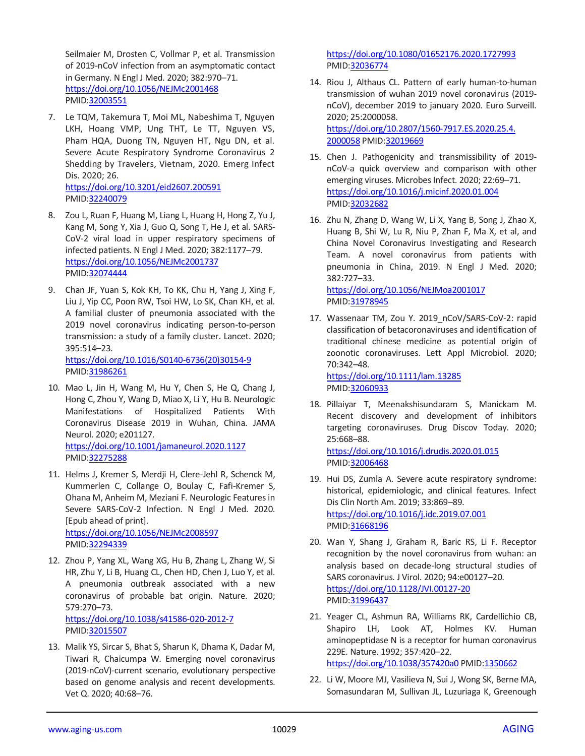Seilmaier M, Drosten C, Vollmar P, et al. Transmission of 2019-nCoV infection from an asymptomatic contact in Germany. N Engl J Med. 2020; 382:970–71. https://doi.org/10.1056/NEJMc2001468 PMID:32003551

7. Le TQM, Takemura T, Moi ML, Nabeshima T, Nguyen LKH, Hoang VMP, Ung THT, Le TT, Nguyen VS, Pham HQA, Duong TN, Nguyen HT, Ngu DN, et al. Severe Acute Respiratory Syndrome Coronavirus 2 Shedding by Travelers, Vietnam, 2020. Emerg Infect Dis. 2020; 26. https://doi.org/10.3201/eid2607.200591 PMID:32240079

8. Zou L, Ruan F, Huang M, Liang L, Huang H, Hong Z, Yu J, Kang M, Song Y, Xia J, Guo Q, Song T, He J, et al. SARS-CoV-2 viral load in upper respiratory specimens of infected patients. N Engl J Med. 2020; 382:1177–79. https://doi.org/10.1056/NEJMc2001737 PMID:32074444

9. Chan JF, Yuan S, Kok KH, To KK, Chu H, Yang J, Xing F, Liu J, Yip CC, Poon RW, Tsoi HW, Lo SK, Chan KH, et al. A familial cluster of pneumonia associated with the 2019 novel coronavirus indicating person-to-person transmission: a study of a family cluster. Lancet. 2020; 395:514–23. https://doi.org/10.1016/S0140-6736(20)30154-9 PMID:31986261

10. Mao L, Jin H, Wang M, Hu Y, Chen S, He Q, Chang J, Hong C, Zhou Y, Wang D, Miao X, Li Y, Hu B. Neurologic Manifestations of Hospitalized Patients With Coronavirus Disease 2019 in Wuhan, China. JAMA Neurol. 2020; e201127. https://doi.org/10.1001/jamaneurol.2020.1127 PMID:32275288

11. Helms J, Kremer S, Merdji H, Clere-Jehl R, Schenck M, Kummerlen C, Collange O, Boulay C, Fafi-Kremer S, Ohana M, Anheim M, Meziani F. Neurologic Features in Severe SARS-CoV-2 Infection. N Engl J Med. 2020. [Epub ahead of print]. https://doi.org/10.1056/NEJMc2008597 PMID:32294339

12. Zhou P, Yang XL, Wang XG, Hu B, Zhang L, Zhang W, Si HR, Zhu Y, Li B, Huang CL, Chen HD, Chen J, Luo Y, et al. A pneumonia outbreak associated with a new coronavirus of probable bat origin. Nature. 2020; 579:270–73. https://doi.org/10.1038/s41586-020-2012-7 PMID:32015507

13. Malik YS, Sircar S, Bhat S, Sharun K, Dhama K, Dadar M, Tiwari R, Chaicumpa W. Emerging novel coronavirus (2019-nCoV)-current scenario, evolutionary perspective based on genome analysis and recent developments. Vet Q. 2020; 40:68–76. https://doi.org/10.1080/01652176.2020.1727993 PMID:32036774

14. Riou J, Althaus CL. Pattern of early human-to-human transmission of wuhan 2019 novel coronavirus (2019-nCoV), december 2019 to january 2020. Euro Surveill. 2020; 25:2000058. https://doi.org/10.2807/1560-7917.ES.2020.25.4.2000058 PMID:32019669

15. Chen J. Pathogenicity and transmissibility of 2019-nCoV-a quick overview and comparison with other emerging viruses. Microbes Infect. 2020; 22:69–71. https://doi.org/10.1016/j.micinf.2020.01.004 PMID:32032682

16. Zhu N, Zhang D, Wang W, Li X, Yang B, Song J, Zhao X, Huang B, Shi W, Lu R, Niu P, Zhan F, Ma X, et al, and China Novel Coronavirus Investigating and Research Team. A novel coronavirus from patients with pneumonia in China, 2019. N Engl J Med. 2020; 382:727–33. https://doi.org/10.1056/NEJMoa2001017 PMID:31978945

17. Wassenaar TM, Zou Y. 2019_nCoV/SARS-CoV-2: rapid classification of betacoronaviruses and identification of traditional chinese medicine as potential origin of zoonotic coronaviruses. Lett Appl Microbiol. 2020; 70:342–48. https://doi.org/10.1111/lam.13285 PMID:32060933

18. Pillaiyar T, Meenakshisundaram S, Manickam M. Recent discovery and development of inhibitors targeting coronaviruses. Drug Discov Today. 2020; 25:668–88. https://doi.org/10.1016/j.drudis.2020.01.015 PMID:32006468

19. Hui DS, Zumla A. Severe acute respiratory syndrome: historical, epidemiologic, and clinical features. Infect Dis Clin North Am. 2019; 33:869–89. https://doi.org/10.1016/j.idc.2019.07.001 PMID:31668196

20. Wan Y, Shang J, Graham R, Baric RS, Li F. Receptor recognition by the novel coronavirus from wuhan: an analysis based on decade-long structural studies of SARS coronavirus. J Virol. 2020; 94:e00127–20. https://doi.org/10.1128/JVI.00127-20 PMID:31996437

21. Yeager CL, Ashmun RA, Williams RK, Cardellichio CB, Shapiro LH, Look AT, Holmes KV. Human aminopeptidase N is a receptor for human coronavirus 229E. Nature. 1992; 357:420–22. https://doi.org/10.1038/357420a0 PMID:1350662

22. Li W, Moore MJ, Vasilieva N, Sui J, Wong SK, Berne MA, Somasundaran M, Sullivan JL, Luzuriaga K, Greenough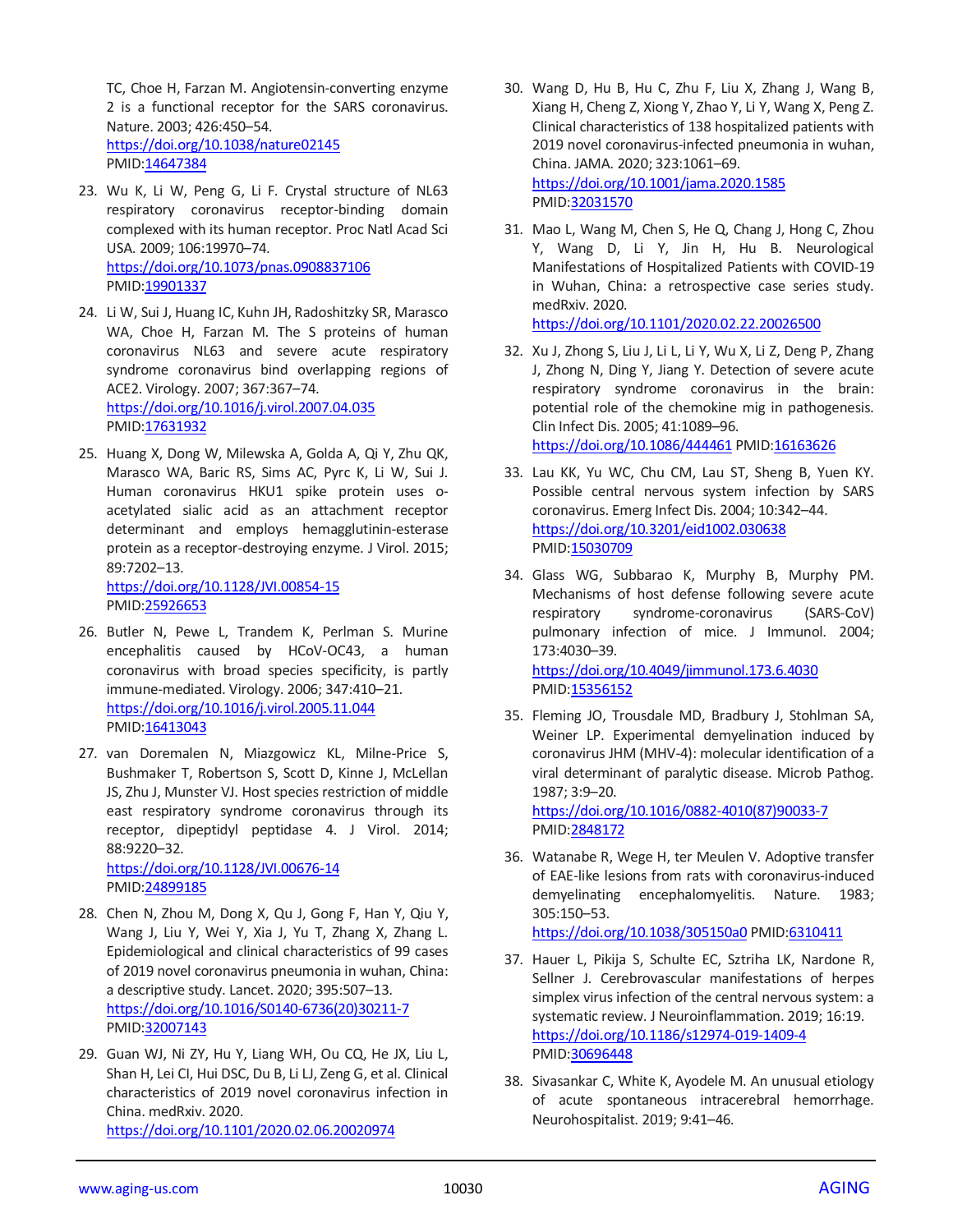TC, Choe H, Farzan M. Angiotensin-converting enzyme 2 is a functional receptor for the SARS coronavirus. Nature. 2003; 426:450–54.
https://doi.org/10.1038/nature02145
PMID:14647384

23. Wu K, Li W, Peng G, Li F. Crystal structure of NL63 respiratory coronavirus receptor-binding domain complexed with its human receptor. Proc Natl Acad Sci USA. 2009; 106:19970–74.
https://doi.org/10.1073/pnas.0908837106
PMID:19901337

24. Li W, Sui J, Huang IC, Kuhn JH, Radoshitzky SR, Marasco WA, Choe H, Farzan M. The S proteins of human coronavirus NL63 and severe acute respiratory syndrome coronavirus bind overlapping regions of ACE2. Virology. 2007; 367:367–74.
https://doi.org/10.1016/j.virol.2007.04.035
PMID:17631932

25. Huang X, Dong W, Milewska A, Golda A, Qi Y, Zhu QK, Marasco WA, Baric RS, Sims AC, Pyrc K, Li W, Sui J. Human coronavirus HKU1 spike protein uses o-acetylated sialic acid as an attachment receptor determinant and employs hemagglutinin-esterase protein as a receptor-destroying enzyme. J Virol. 2015; 89:7202–13.
https://doi.org/10.1128/JVI.00854-15
PMID:25926653

26. Butler N, Pewe L, Trandem K, Perlman S. Murine encephalitis caused by HCoV-OC43, a human coronavirus with broad species specificity, is partly immune-mediated. Virology. 2006; 347:410–21.
https://doi.org/10.1016/j.virol.2005.11.044
PMID:16413043

27. van Doremalen N, Miazgowicz KL, Milne-Price S, Bushmaker T, Robertson S, Scott D, Kinne J, McLellan JS, Zhu J, Munster VJ. Host species restriction of middle east respiratory syndrome coronavirus through its receptor, dipeptidyl peptidase 4. J Virol. 2014; 88:9220–32.
https://doi.org/10.1128/JVI.00676-14
PMID:24899185

28. Chen N, Zhou M, Dong X, Qu J, Gong F, Han Y, Qiu Y, Wang J, Liu Y, Wei Y, Xia J, Yu T, Zhang X, Zhang L. Epidemiological and clinical characteristics of 99 cases of 2019 novel coronavirus pneumonia in wuhan, China: a descriptive study. Lancet. 2020; 395:507–13.
https://doi.org/10.1016/S0140-6736(20)30211-7
PMID:32007143

29. Guan WJ, Ni ZY, Hu Y, Liang WH, Ou CQ, He JX, Liu L, Shan H, Lei CI, Hui DSC, Du B, Li LJ, Zeng G, et al. Clinical characteristics of 2019 novel coronavirus infection in China. medRxiv. 2020.
https://doi.org/10.1101/2020.02.06.20020974

30. Wang D, Hu B, Hu C, Zhu F, Liu X, Zhang J, Wang B, Xiang H, Cheng Z, Xiong Y, Zhao Y, Li Y, Wang X, Peng Z. Clinical characteristics of 138 hospitalized patients with 2019 novel coronavirus-infected pneumonia in wuhan, China. JAMA. 2020; 323:1061–69.
https://doi.org/10.1001/jama.2020.1585
PMID:32031570

31. Mao L, Wang M, Chen S, He Q, Chang J, Hong C, Zhou Y, Wang D, Li Y, Jin H, Hu B. Neurological Manifestations of Hospitalized Patients with COVID-19 in Wuhan, China: a retrospective case series study. medRxiv. 2020.
https://doi.org/10.1101/2020.02.22.20026500

32. Xu J, Zhong S, Liu J, Li L, Li Y, Wu X, Li Z, Deng P, Zhang J, Zhong N, Ding Y, Jiang Y. Detection of severe acute respiratory syndrome coronavirus in the brain: potential role of the chemokine mig in pathogenesis. Clin Infect Dis. 2005; 41:1089–96.
https://doi.org/10.1086/444461 PMID:16163626

33. Lau KK, Yu WC, Chu CM, Lau ST, Sheng B, Yuen KY. Possible central nervous system infection by SARS coronavirus. Emerg Infect Dis. 2004; 10:342–44.
https://doi.org/10.3201/eid1002.030638
PMID:15030709

34. Glass WG, Subbarao K, Murphy B, Murphy PM. Mechanisms of host defense following severe acute respiratory syndrome-coronavirus (SARS-CoV) pulmonary infection of mice. J Immunol. 2004; 173:4030–39.
https://doi.org/10.4049/jimmunol.173.6.4030
PMID:15356152

35. Fleming JO, Trousdale MD, Bradbury J, Stohlman SA, Weiner LP. Experimental demyelination induced by coronavirus JHM (MHV-4): molecular identification of a viral determinant of paralytic disease. Microb Pathog. 1987; 3:9–20.
https://doi.org/10.1016/0882-4010(87)90033-7
PMID:2848172

36. Watanabe R, Wege H, ter Meulen V. Adoptive transfer of EAE-like lesions from rats with coronavirus-induced demyelinating encephalomyelitis. Nature. 1983; 305:150–53.
https://doi.org/10.1038/305150a0 PMID:6310411

37. Hauer L, Pikija S, Schulte EC, Sztriha LK, Nardone R, Sellner J. Cerebrovascular manifestations of herpes simplex virus infection of the central nervous system: a systematic review. J Neuroinflammation. 2019; 16:19.
https://doi.org/10.1186/s12974-019-1409-4
PMID:30696448

38. Sivasankar C, White K, Ayodele M. An unusual etiology of acute spontaneous intracerebral hemorrhage. Neurohospitalist. 2019; 9:41–46.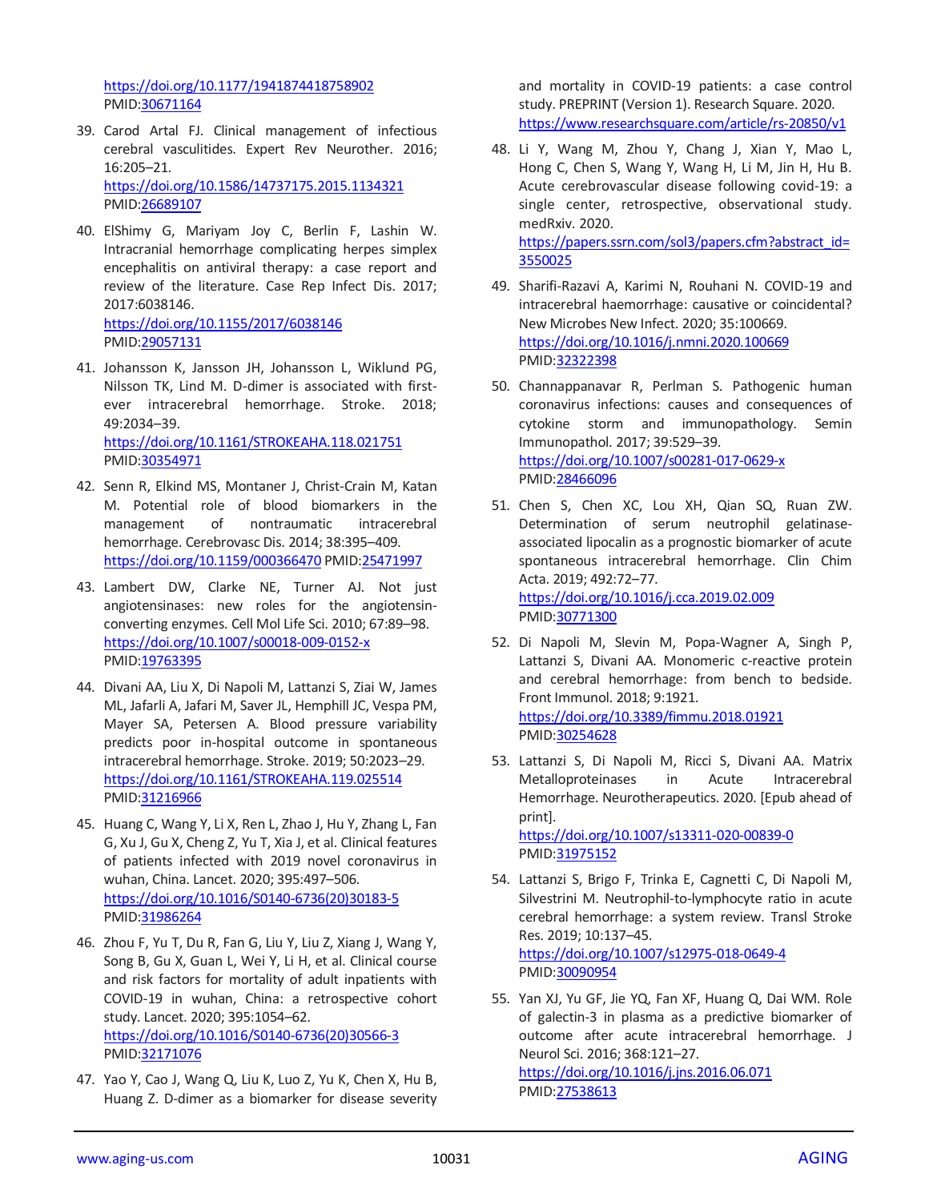https://doi.org/10.1177/1941874418758902 PMID:30671164

39. Carod Artal FJ. Clinical management of infectious cerebral vasculitides. Expert Rev Neurother. 2016; 16:205–21. https://doi.org/10.1586/14737175.2015.1134321 PMID:26689107

40. ElShimy G, Mariyam Joy C, Berlin F, Lashin W. Intracranial hemorrhage complicating herpes simplex encephalitis on antiviral therapy: a case report and review of the literature. Case Rep Infect Dis. 2017; 2017:6038146. https://doi.org/10.1155/2017/6038146 PMID:29057131

41. Johansson K, Jansson JH, Johansson L, Wiklund PG, Nilsson TK, Lind M. D-dimer is associated with first-ever intracerebral hemorrhage. Stroke. 2018; 49:2034–39. https://doi.org/10.1161/STROKEAHA.118.021751 PMID:30354971

42. Senn R, Elkind MS, Montaner J, Christ-Crain M, Katan M. Potential role of blood biomarkers in the management of nontraumatic intracerebral hemorrhage. Cerebrovasc Dis. 2014; 38:395–409. https://doi.org/10.1159/000366470 PMID:25471997

43. Lambert DW, Clarke NE, Turner AJ. Not just angiotensinases: new roles for the angiotensin-converting enzymes. Cell Mol Life Sci. 2010; 67:89–98. https://doi.org/10.1007/s00018-009-0152-x PMID:19763395

44. Divani AA, Liu X, Di Napoli M, Lattanzi S, Ziai W, James ML, Jafarli A, Jafari M, Saver JL, Hemphill JC, Vespa PM, Mayer SA, Petersen A. Blood pressure variability predicts poor in-hospital outcome in spontaneous intracerebral hemorrhage. Stroke. 2019; 50:2023–29. https://doi.org/10.1161/STROKEAHA.119.025514 PMID:31216966

45. Huang C, Wang Y, Li X, Ren L, Zhao J, Hu Y, Zhang L, Fan G, Xu J, Gu X, Cheng Z, Yu T, Xia J, et al. Clinical features of patients infected with 2019 novel coronavirus in wuhan, China. Lancet. 2020; 395:497–506. https://doi.org/10.1016/S0140-6736(20)30183-5 PMID:31986264

46. Zhou F, Yu T, Du R, Fan G, Liu Y, Liu Z, Xiang J, Wang Y, Song B, Gu X, Guan L, Wei Y, Li H, et al. Clinical course and risk factors for mortality of adult inpatients with COVID-19 in wuhan, China: a retrospective cohort study. Lancet. 2020; 395:1054–62. https://doi.org/10.1016/S0140-6736(20)30566-3 PMID:32171076

47. Yao Y, Cao J, Wang Q, Liu K, Luo Z, Yu K, Chen X, Hu B, Huang Z. D-dimer as a biomarker for disease severity and mortality in COVID-19 patients: a case control study. PREPRINT (Version 1). Research Square. 2020. https://www.researchsquare.com/article/rs-20850/v1

48. Li Y, Wang M, Zhou Y, Chang J, Xian Y, Mao L, Hong C, Chen S, Wang Y, Wang H, Li M, Jin H, Hu B. Acute cerebrovascular disease following covid-19: a single center, retrospective, observational study. medRxiv. 2020. https://papers.ssrn.com/sol3/papers.cfm?abstract_id=3550025

49. Sharifi-Razavi A, Karimi N, Rouhani N. COVID-19 and intracerebral haemorrhage: causative or coincidental? New Microbes New Infect. 2020; 35:100669. https://doi.org/10.1016/j.nmni.2020.100669 PMID:32322398

50. Channappanavar R, Perlman S. Pathogenic human coronavirus infections: causes and consequences of cytokine storm and immunopathology. Semin Immunopathol. 2017; 39:529–39. https://doi.org/10.1007/s00281-017-0629-x PMID:28466096

51. Chen S, Chen XC, Lou XH, Qian SQ, Ruan ZW. Determination of serum neutrophil gelatinase-associated lipocalin as a prognostic biomarker of acute spontaneous intracerebral hemorrhage. Clin Chim Acta. 2019; 492:72–77. https://doi.org/10.1016/j.cca.2019.02.009 PMID:30771300

52. Di Napoli M, Slevin M, Popa-Wagner A, Singh P, Lattanzi S, Divani AA. Monomeric c-reactive protein and cerebral hemorrhage: from bench to bedside. Front Immunol. 2018; 9:1921. https://doi.org/10.3389/fimmu.2018.01921 PMID:30254628

53. Lattanzi S, Di Napoli M, Ricci S, Divani AA. Matrix Metalloproteinases in Acute Intracerebral Hemorrhage. Neurotherapeutics. 2020. [Epub ahead of print]. https://doi.org/10.1007/s13311-020-00839-0 PMID:31975152

54. Lattanzi S, Brigo F, Trinka E, Cagnetti C, Di Napoli M, Silvestrini M. Neutrophil-to-lymphocyte ratio in acute cerebral hemorrhage: a system review. Transl Stroke Res. 2019; 10:137–45. https://doi.org/10.1007/s12975-018-0649-4 PMID:30090954

55. Yan XJ, Yu GF, Jie YQ, Fan XF, Huang Q, Dai WM. Role of galectin-3 in plasma as a predictive biomarker of outcome after acute intracerebral hemorrhage. J Neurol Sci. 2016; 368:121–27. https://doi.org/10.1016/j.jns.2016.06.071 PMID:27538613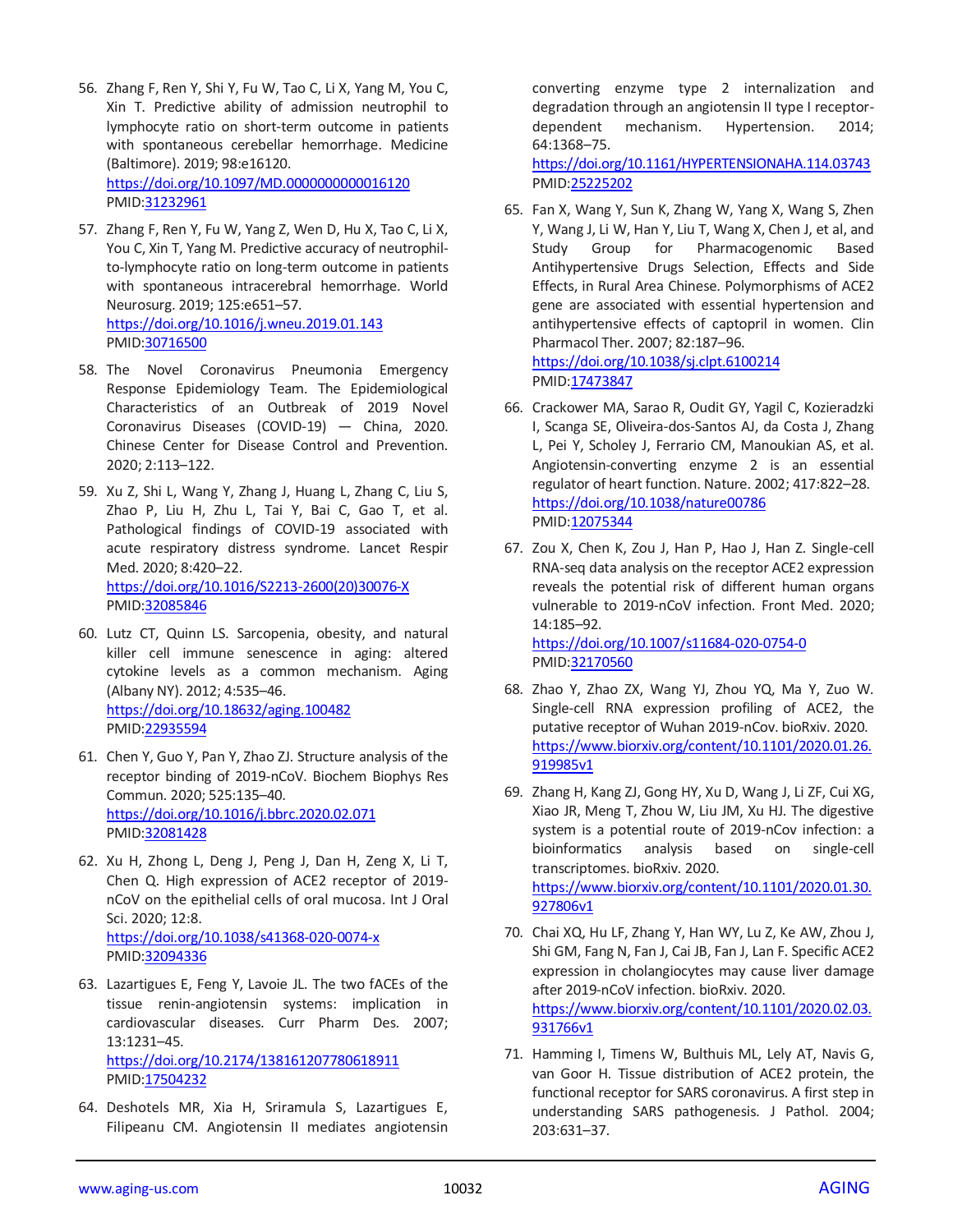56. Zhang F, Ren Y, Shi Y, Fu W, Tao C, Li X, Yang M, You C, Xin T. Predictive ability of admission neutrophil to lymphocyte ratio on short-term outcome in patients with spontaneous cerebellar hemorrhage. Medicine (Baltimore). 2019; 98:e16120. https://doi.org/10.1097/MD.0000000000016120 PMID:31232961

57. Zhang F, Ren Y, Fu W, Yang Z, Wen D, Hu X, Tao C, Li X, You C, Xin T, Yang M. Predictive accuracy of neutrophil-to-lymphocyte ratio on long-term outcome in patients with spontaneous intracerebral hemorrhage. World Neurosurg. 2019; 125:e651–57. https://doi.org/10.1016/j.wneu.2019.01.143 PMID:30716500

58. The Novel Coronavirus Pneumonia Emergency Response Epidemiology Team. The Epidemiological Characteristics of an Outbreak of 2019 Novel Coronavirus Diseases (COVID-19) — China, 2020. Chinese Center for Disease Control and Prevention. 2020; 2:113–122.

59. Xu Z, Shi L, Wang Y, Zhang J, Huang L, Zhang C, Liu S, Zhao P, Liu H, Zhu L, Tai Y, Bai C, Gao T, et al. Pathological findings of COVID-19 associated with acute respiratory distress syndrome. Lancet Respir Med. 2020; 8:420–22. https://doi.org/10.1016/S2213-2600(20)30076-X PMID:32085846

60. Lutz CT, Quinn LS. Sarcopenia, obesity, and natural killer cell immune senescence in aging: altered cytokine levels as a common mechanism. Aging (Albany NY). 2012; 4:535–46. https://doi.org/10.18632/aging.100482 PMID:22935594

61. Chen Y, Guo Y, Pan Y, Zhao ZJ. Structure analysis of the receptor binding of 2019-nCoV. Biochem Biophys Res Commun. 2020; 525:135–40. https://doi.org/10.1016/j.bbrc.2020.02.071 PMID:32081428

62. Xu H, Zhong L, Deng J, Peng J, Dan H, Zeng X, Li T, Chen Q. High expression of ACE2 receptor of 2019-nCoV on the epithelial cells of oral mucosa. Int J Oral Sci. 2020; 12:8. https://doi.org/10.1038/s41368-020-0074-x PMID:32094336

63. Lazartigues E, Feng Y, Lavoie JL. The two fACEs of the tissue renin-angiotensin systems: implication in cardiovascular diseases. Curr Pharm Des. 2007; 13:1231–45. https://doi.org/10.2174/138161207780618911 PMID:17504232

64. Deshotels MR, Xia H, Sriramula S, Lazartigues E, Filipeanu CM. Angiotensin II mediates angiotensin converting enzyme type 2 internalization and degradation through an angiotensin II type I receptor-dependent mechanism. Hypertension. 2014; 64:1368–75. https://doi.org/10.1161/HYPERTENSIONAHA.114.03743 PMID:25225202

65. Fan X, Wang Y, Sun K, Zhang W, Yang X, Wang S, Zhen Y, Wang J, Li W, Han Y, Liu T, Wang X, Chen J, et al, and Study Group for Pharmacogenomic Based Antihypertensive Drugs Selection, Effects and Side Effects, in Rural Area Chinese. Polymorphisms of ACE2 gene are associated with essential hypertension and antihypertensive effects of captopril in women. Clin Pharmacol Ther. 2007; 82:187–96. https://doi.org/10.1038/sj.clpt.6100214 PMID:17473847

66. Crackower MA, Sarao R, Oudit GY, Yagil C, Kozieradzki I, Scanga SE, Oliveira-dos-Santos AJ, da Costa J, Zhang L, Pei Y, Scholey J, Ferrario CM, Manoukian AS, et al. Angiotensin-converting enzyme 2 is an essential regulator of heart function. Nature. 2002; 417:822–28. https://doi.org/10.1038/nature00786 PMID:12075344

67. Zou X, Chen K, Zou J, Han P, Hao J, Han Z. Single-cell RNA-seq data analysis on the receptor ACE2 expression reveals the potential risk of different human organs vulnerable to 2019-nCoV infection. Front Med. 2020; 14:185–92. https://doi.org/10.1007/s11684-020-0754-0 PMID:32170560

68. Zhao Y, Zhao ZX, Wang YJ, Zhou YQ, Ma Y, Zuo W. Single-cell RNA expression profiling of ACE2, the putative receptor of Wuhan 2019-nCov. bioRxiv. 2020. https://www.biorxiv.org/content/10.1101/2020.01.26.919985v1

69. Zhang H, Kang ZJ, Gong HY, Xu D, Wang J, Li ZF, Cui XG, Xiao JR, Meng T, Zhou W, Liu JM, Xu HJ. The digestive system is a potential route of 2019-nCov infection: a bioinformatics analysis based on single-cell transcriptomes. bioRxiv. 2020. https://www.biorxiv.org/content/10.1101/2020.01.30.927806v1

70. Chai XQ, Hu LF, Zhang Y, Han WY, Lu Z, Ke AW, Zhou J, Shi GM, Fang N, Fan J, Cai JB, Fan J, Lan F. Specific ACE2 expression in cholangiocytes may cause liver damage after 2019-nCoV infection. bioRxiv. 2020. https://www.biorxiv.org/content/10.1101/2020.02.03.931766v1

71. Hamming I, Timens W, Bulthuis ML, Lely AT, Navis G, van Goor H. Tissue distribution of ACE2 protein, the functional receptor for SARS coronavirus. A first step in understanding SARS pathogenesis. J Pathol. 2004; 203:631–37.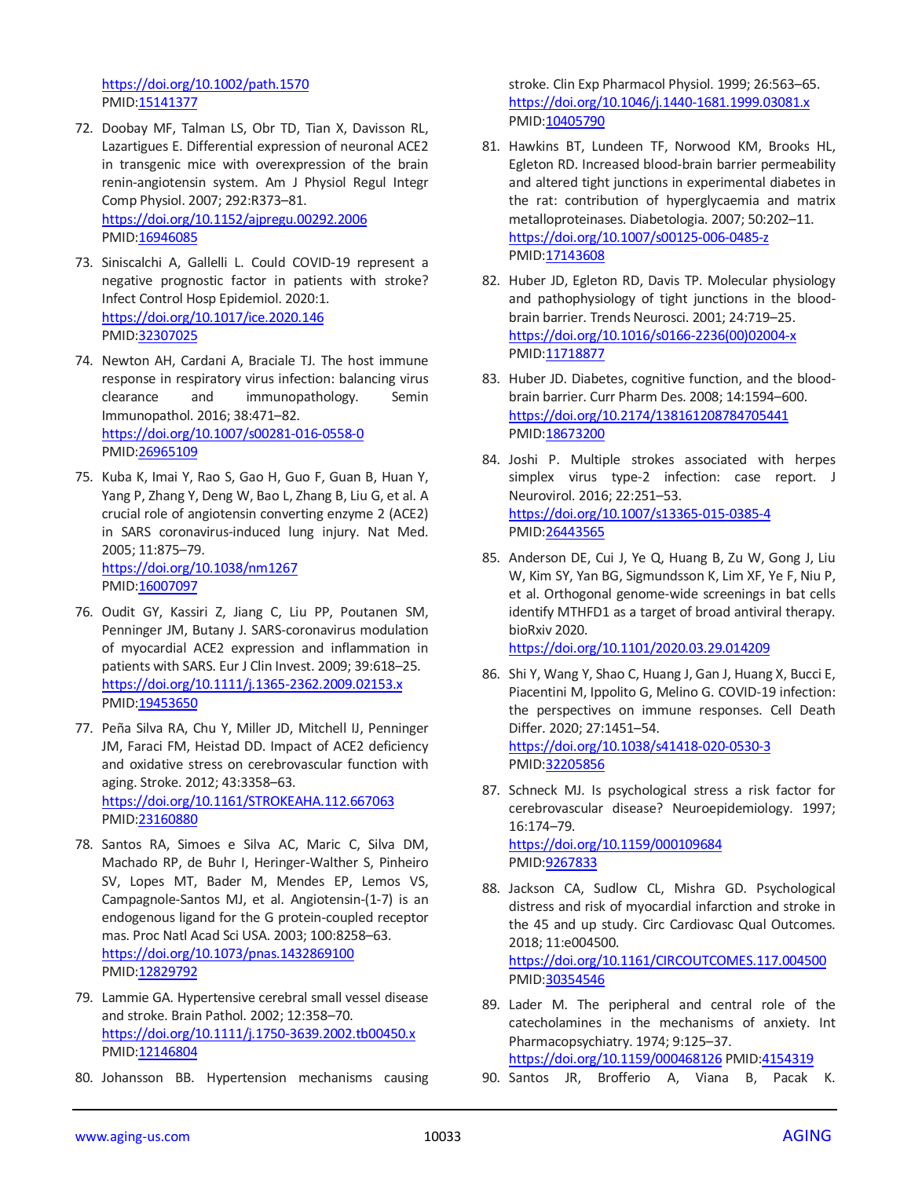https://doi.org/10.1002/path.1570
PMID:15141377

72. Doobay MF, Talman LS, Obr TD, Tian X, Davisson RL, Lazartigues E. Differential expression of neuronal ACE2 in transgenic mice with overexpression of the brain renin-angiotensin system. Am J Physiol Regul Integr Comp Physiol. 2007; 292:R373–81.
https://doi.org/10.1152/ajpregu.00292.2006
PMID:16946085

73. Siniscalchi A, Gallelli L. Could COVID-19 represent a negative prognostic factor in patients with stroke? Infect Control Hosp Epidemiol. 2020:1.
https://doi.org/10.1017/ice.2020.146
PMID:32307025

74. Newton AH, Cardani A, Braciale TJ. The host immune response in respiratory virus infection: balancing virus clearance and immunopathology. Semin Immunopathol. 2016; 38:471–82.
https://doi.org/10.1007/s00281-016-0558-0
PMID:26965109

75. Kuba K, Imai Y, Rao S, Gao H, Guo F, Guan B, Huan Y, Yang P, Zhang Y, Deng W, Bao L, Zhang B, Liu G, et al. A crucial role of angiotensin converting enzyme 2 (ACE2) in SARS coronavirus-induced lung injury. Nat Med. 2005; 11:875–79.
https://doi.org/10.1038/nm1267
PMID:16007097

76. Oudit GY, Kassiri Z, Jiang C, Liu PP, Poutanen SM, Penninger JM, Butany J. SARS-coronavirus modulation of myocardial ACE2 expression and inflammation in patients with SARS. Eur J Clin Invest. 2009; 39:618–25.
https://doi.org/10.1111/j.1365-2362.2009.02153.x
PMID:19453650

77. Peña Silva RA, Chu Y, Miller JD, Mitchell IJ, Penninger JM, Faraci FM, Heistad DD. Impact of ACE2 deficiency and oxidative stress on cerebrovascular function with aging. Stroke. 2012; 43:3358–63.
https://doi.org/10.1161/STROKEAHA.112.667063
PMID:23160880

78. Santos RA, Simoes e Silva AC, Maric C, Silva DM, Machado RP, de Buhr I, Heringer-Walther S, Pinheiro SV, Lopes MT, Bader M, Mendes EP, Lemos VS, Campagnole-Santos MJ, et al. Angiotensin-(1-7) is an endogenous ligand for the G protein-coupled receptor mas. Proc Natl Acad Sci USA. 2003; 100:8258–63.
https://doi.org/10.1073/pnas.1432869100
PMID:12829792

79. Lammie GA. Hypertensive cerebral small vessel disease and stroke. Brain Pathol. 2002; 12:358–70.
https://doi.org/10.1111/j.1750-3639.2002.tb00450.x
PMID:12146804

80. Johansson BB. Hypertension mechanisms causing stroke. Clin Exp Pharmacol Physiol. 1999; 26:563–65.
https://doi.org/10.1046/j.1440-1681.1999.03081.x
PMID:10405790

81. Hawkins BT, Lundeen TF, Norwood KM, Brooks HL, Egleton RD. Increased blood-brain barrier permeability and altered tight junctions in experimental diabetes in the rat: contribution of hyperglycaemia and matrix metalloproteinases. Diabetologia. 2007; 50:202–11.
https://doi.org/10.1007/s00125-006-0485-z
PMID:17143608

82. Huber JD, Egleton RD, Davis TP. Molecular physiology and pathophysiology of tight junctions in the blood-brain barrier. Trends Neurosci. 2001; 24:719–25.
https://doi.org/10.1016/s0166-2236(00)02004-x
PMID:11718877

83. Huber JD. Diabetes, cognitive function, and the blood-brain barrier. Curr Pharm Des. 2008; 14:1594–600.
https://doi.org/10.2174/138161208784705441
PMID:18673200

84. Joshi P. Multiple strokes associated with herpes simplex virus type-2 infection: case report. J Neurovirol. 2016; 22:251–53.
https://doi.org/10.1007/s13365-015-0385-4
PMID:26443565

85. Anderson DE, Cui J, Ye Q, Huang B, Zu W, Gong J, Liu W, Kim SY, Yan BG, Sigmundsson K, Lim XF, Ye F, Niu P, et al. Orthogonal genome-wide screenings in bat cells identify MTHFD1 as a target of broad antiviral therapy. bioRxiv 2020.
https://doi.org/10.1101/2020.03.29.014209

86. Shi Y, Wang Y, Shao C, Huang J, Gan J, Huang X, Bucci E, Piacentini M, Ippolito G, Melino G. COVID-19 infection: the perspectives on immune responses. Cell Death Differ. 2020; 27:1451–54.
https://doi.org/10.1038/s41418-020-0530-3
PMID:32205856

87. Schneck MJ. Is psychological stress a risk factor for cerebrovascular disease? Neuroepidemiology. 1997; 16:174–79.
https://doi.org/10.1159/000109684
PMID:9267833

88. Jackson CA, Sudlow CL, Mishra GD. Psychological distress and risk of myocardial infarction and stroke in the 45 and up study. Circ Cardiovasc Qual Outcomes. 2018; 11:e004500.
https://doi.org/10.1161/CIRCOUTCOMES.117.004500
PMID:30354546

89. Lader M. The peripheral and central role of the catecholamines in the mechanisms of anxiety. Int Pharmacopsychiatry. 1974; 9:125–37.
https://doi.org/10.1159/000468126 PMID:4154319

90. Santos JR, Brofferio A, Viana B, Pacak K.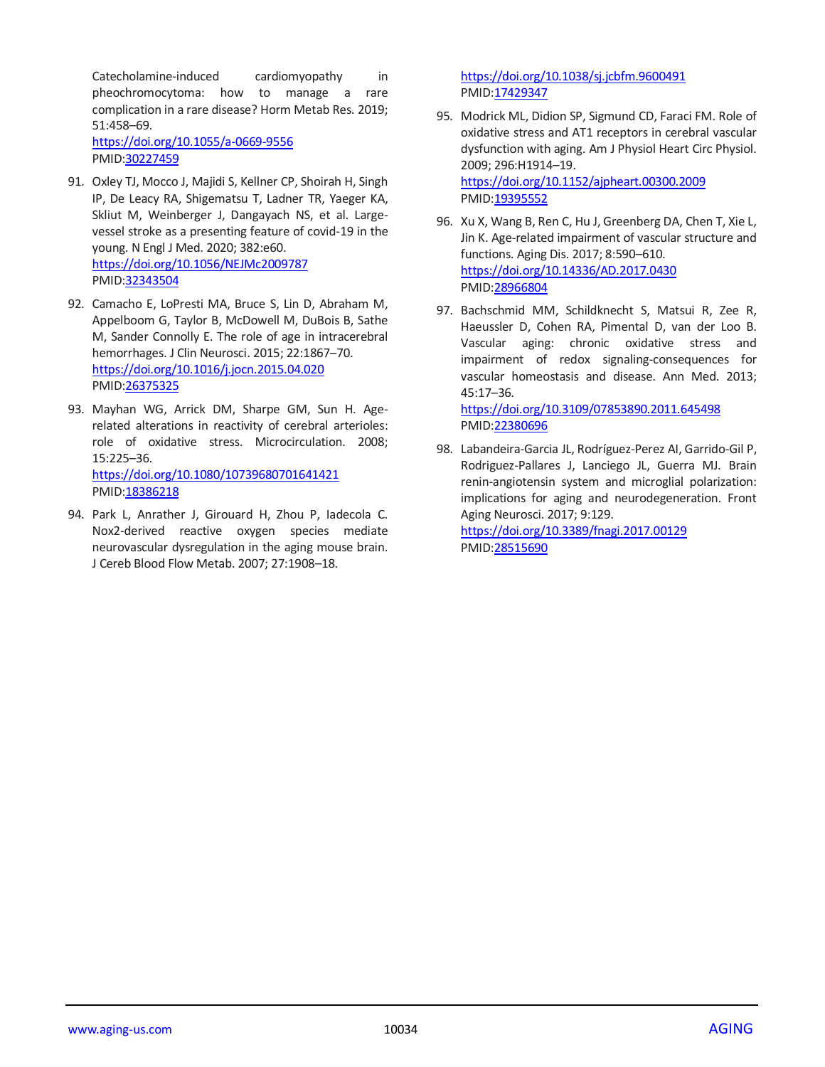Catecholamine-induced cardiomyopathy in pheochromocytoma: how to manage a rare complication in a rare disease? Horm Metab Res. 2019; 51:458–69.
https://doi.org/10.1055/a-0669-9556
PMID:30227459

91. Oxley TJ, Mocco J, Majidi S, Kellner CP, Shoirah H, Singh IP, De Leacy RA, Shigematsu T, Ladner TR, Yaeger KA, Skliut M, Weinberger J, Dangayach NS, et al. Large-vessel stroke as a presenting feature of covid-19 in the young. N Engl J Med. 2020; 382:e60.
https://doi.org/10.1056/NEJMc2009787
PMID:32343504

92. Camacho E, LoPresti MA, Bruce S, Lin D, Abraham M, Appelboom G, Taylor B, McDowell M, DuBois B, Sathe M, Sander Connolly E. The role of age in intracerebral hemorrhages. J Clin Neurosci. 2015; 22:1867–70.
https://doi.org/10.1016/j.jocn.2015.04.020
PMID:26375325

93. Mayhan WG, Arrick DM, Sharpe GM, Sun H. Age-related alterations in reactivity of cerebral arterioles: role of oxidative stress. Microcirculation. 2008; 15:225–36.
https://doi.org/10.1080/10739680701641421
PMID:18386218

94. Park L, Anrather J, Girouard H, Zhou P, Iadecola C. Nox2-derived reactive oxygen species mediate neurovascular dysregulation in the aging mouse brain. J Cereb Blood Flow Metab. 2007; 27:1908–18.
https://doi.org/10.1038/sj.jcbfm.9600491
PMID:17429347

95. Modrick ML, Didion SP, Sigmund CD, Faraci FM. Role of oxidative stress and AT1 receptors in cerebral vascular dysfunction with aging. Am J Physiol Heart Circ Physiol. 2009; 296:H1914–19.
https://doi.org/10.1152/ajpheart.00300.2009
PMID:19395552

96. Xu X, Wang B, Ren C, Hu J, Greenberg DA, Chen T, Xie L, Jin K. Age-related impairment of vascular structure and functions. Aging Dis. 2017; 8:590–610.
https://doi.org/10.14336/AD.2017.0430
PMID:28966804

97. Bachschmid MM, Schildknecht S, Matsui R, Zee R, Haeussler D, Cohen RA, Pimental D, van der Loo B. Vascular aging: chronic oxidative stress and impairment of redox signaling-consequences for vascular homeostasis and disease. Ann Med. 2013; 45:17–36.
https://doi.org/10.3109/07853890.2011.645498
PMID:22380696

98. Labandeira-Garcia JL, Rodríguez-Perez AI, Garrido-Gil P, Rodriguez-Pallares J, Lanciego JL, Guerra MJ. Brain renin-angiotensin system and microglial polarization: implications for aging and neurodegeneration. Front Aging Neurosci. 2017; 9:129.
https://doi.org/10.3389/fnagi.2017.00129
PMID:28515690